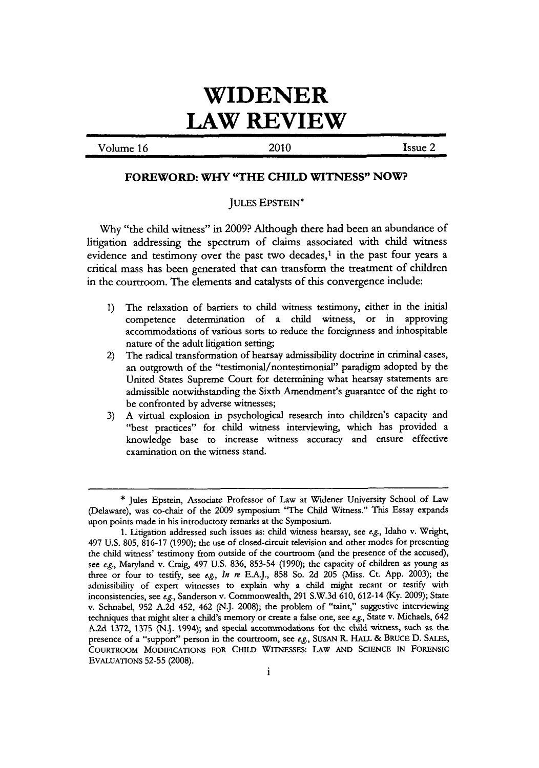# WIDENER LAW REVIEW

Volume 16 | 2010 | Issue 2

## FOREWORD: WHY "THE CHILD WITNESS" NOW?

JULES EPSTEIN*

Why "the child witness" in 2009? Although there had been an abundance of litigation addressing the spectrum of claims associated with child witness evidence and testimony over the past two decades,[1] in the past four years a critical mass has been generated that can transform the treatment of children in the courtroom. The elements and catalysts of this convergence include:

1) The relaxation of barriers to child witness testimony, either in the initial competence determination of a child witness, or in approving accommodations of various sorts to reduce the foreignness and inhospitable nature of the adult litigation setting;
2) The radical transformation of hearsay admissibility doctrine in criminal cases, an outgrowth of the "testimonial/nontestimonial" paradigm adopted by the United States Supreme Court for determining what hearsay statements are admissible notwithstanding the Sixth Amendment's guarantee of the right to be confronted by adverse witnesses;
3) A virtual explosion in psychological research into children's capacity and "best practices" for child witness interviewing, which has provided a knowledge base to increase witness accuracy and ensure effective examination on the witness stand.

---

\* Jules Epstein, Associate Professor of Law at Widener University School of Law (Delaware), was co-chair of the 2009 symposium "The Child Witness." This Essay expands upon points made in his introductory remarks at the Symposium.

1. Litigation addressed such issues as: child witness hearsay, see *e.g.*, Idaho v. Wright, 497 U.S. 805, 816-17 (1990); the use of closed-circuit television and other modes for presenting the child witness' testimony from outside of the courtroom (and the presence of the accused), see *e.g.*, Maryland v. Craig, 497 U.S. 836, 853-54 (1990); the capacity of children as young as three or four to testify, see *e.g.*, *In re* E.A.J., 858 So. 2d 205 (Miss. Ct. App. 2003); the admissibility of expert witnesses to explain why a child might recant or testify with inconsistencies, see *e.g.*, Sanderson v. Commonwealth, 291 S.W.3d 610, 612-14 (Ky. 2009); State v. Schnabel, 952 A.2d 452, 462 (N.J. 2008); the problem of "taint," suggestive interviewing techniques that might alter a child's memory or create a false one, see *e.g.*, State v. Michaels, 642 A.2d 1372, 1375 (N.J. 1994); and special accommodations for the child witness, such as the presence of a "support" person in the courtroom, see *e.g.*, SUSAN R. HALL & BRUCE D. SALES, COURTROOM MODIFICATIONS FOR CHILD WITNESSES: LAW AND SCIENCE IN FORENSIC EVALUATIONS 52-55 (2008).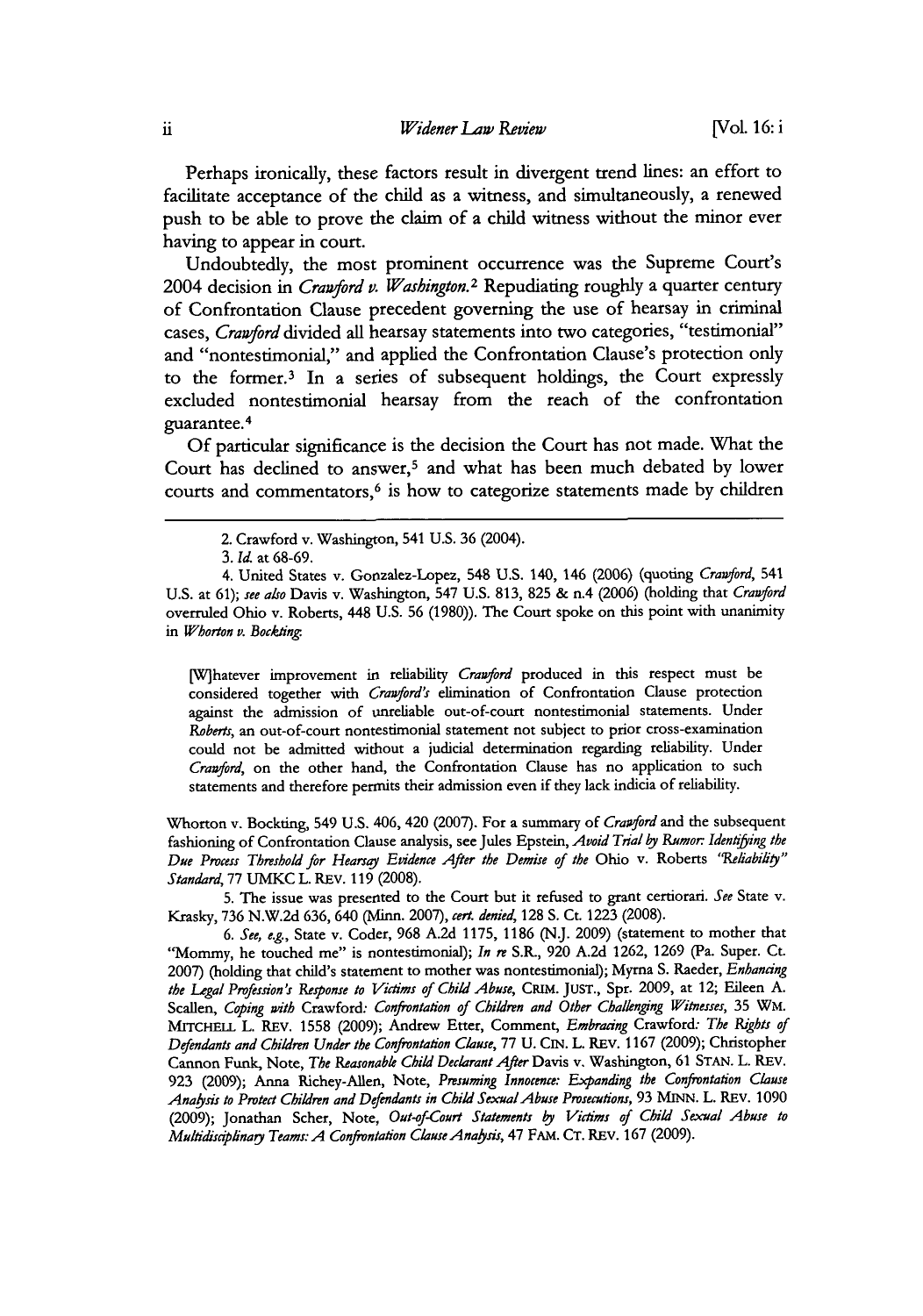Perhaps ironically, these factors result in divergent trend lines: an effort to facilitate acceptance of the child as a witness, and simultaneously, a renewed push to be able to prove the claim of a child witness without the minor ever having to appear in court.

Undoubtedly, the most prominent occurrence was the Supreme Court's 2004 decision in *Crawford v. Washington*.[2] Repudiating roughly a quarter century of Confrontation Clause precedent governing the use of hearsay in criminal cases, *Crawford* divided all hearsay statements into two categories, "testimonial" and "nontestimonial," and applied the Confrontation Clause's protection only to the former.[3] In a series of subsequent holdings, the Court expressly excluded nontestimonial hearsay from the reach of the confrontation guarantee.[4]

Of particular significance is the decision the Court has not made. What the Court has declined to answer,[5] and what has been much debated by lower courts and commentators,[6] is how to categorize statements made by children

---

2. Crawford v. Washington, 541 U.S. 36 (2004).

3. *Id.* at 68-69.

4. United States v. Gonzalez-Lopez, 548 U.S. 140, 146 (2006) (quoting *Crawford*, 541 U.S. at 61); *see also* Davis v. Washington, 547 U.S. 813, 825 & n.4 (2006) (holding that *Crawford* overruled Ohio v. Roberts, 448 U.S. 56 (1980)). The Court spoke on this point with unanimity in *Whorton v. Bockting*:

> [W]hatever improvement in reliability *Crawford* produced in this respect must be considered together with *Crawford's* elimination of Confrontation Clause protection against the admission of unreliable out-of-court nontestimonial statements. Under *Roberts*, an out-of-court nontestimonial statement not subject to prior cross-examination could not be admitted without a judicial determination regarding reliability. Under *Crawford*, on the other hand, the Confrontation Clause has no application to such statements and therefore permits their admission even if they lack indicia of reliability.

Whorton v. Bockting, 549 U.S. 406, 420 (2007). For a summary of *Crawford* and the subsequent fashioning of Confrontation Clause analysis, see Jules Epstein, *Avoid Trial by Rumor: Identifying the Due Process Threshold for Hearsay Evidence After the Demise of the* Ohio v. Roberts *"Reliability" Standard*, 77 UMKC L. REV. 119 (2008).

5. The issue was presented to the Court but it refused to grant certiorari. *See* State v. Krasky, 736 N.W.2d 636, 640 (Minn. 2007), *cert. denied*, 128 S. Ct. 1223 (2008).

6. *See, e.g.*, State v. Coder, 968 A.2d 1175, 1186 (N.J. 2009) (statement to mother that "Mommy, he touched me" is nontestimonial); *In re* S.R., 920 A.2d 1262, 1269 (Pa. Super. Ct. 2007) (holding that child's statement to mother was nontestimonial); Myrna S. Raeder, *Enhancing the Legal Profession's Response to Victims of Child Abuse*, CRIM. JUST., Spr. 2009, at 12; Eileen A. Scallen, *Coping with* Crawford*: Confrontation of Children and Other Challenging Witnesses*, 35 WM. MITCHELL L. REV. 1558 (2009); Andrew Etter, Comment, *Embracing* Crawford*: The Rights of Defendants and Children Under the Confrontation Clause*, 77 U. CIN. L. REV. 1167 (2009); Christopher Cannon Funk, Note, *The Reasonable Child Declarant After* Davis v. Washington, 61 STAN. L. REV. 923 (2009); Anna Richey-Allen, Note, *Presuming Innocence: Expanding the Confrontation Clause Analysis to Protect Children and Defendants in Child Sexual Abuse Prosecutions*, 93 MINN. L. REV. 1090 (2009); Jonathan Scher, Note, *Out-of-Court Statements by Victims of Child Sexual Abuse to Multidisciplinary Teams: A Confrontation Clause Analysis*, 47 FAM. CT. REV. 167 (2009).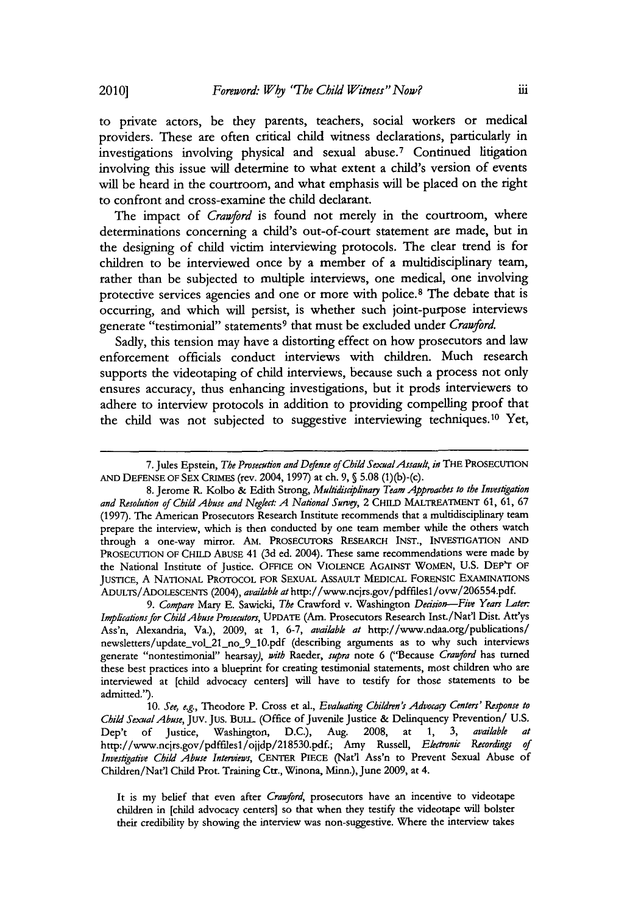to private actors, be they parents, teachers, social workers or medical providers. These are often critical child witness declarations, particularly in investigations involving physical and sexual abuse.[7] Continued litigation involving this issue will determine to what extent a child's version of events will be heard in the courtroom, and what emphasis will be placed on the right to confront and cross-examine the child declarant.

The impact of *Crawford* is found not merely in the courtroom, where determinations concerning a child's out-of-court statement are made, but in the designing of child victim interviewing protocols. The clear trend is for children to be interviewed once by a member of a multidisciplinary team, rather than be subjected to multiple interviews, one medical, one involving protective services agencies and one or more with police.[8] The debate that is occurring, and which will persist, is whether such joint-purpose interviews generate "testimonial" statements[9] that must be excluded under *Crawford*.

Sadly, this tension may have a distorting effect on how prosecutors and law enforcement officials conduct interviews with children. Much research supports the videotaping of child interviews, because such a process not only ensures accuracy, thus enhancing investigations, but it prods interviewers to adhere to interview protocols in addition to providing compelling proof that the child was not subjected to suggestive interviewing techniques.[10] Yet,

---

7. Jules Epstein, *The Prosecution and Defense of Child Sexual Assault*, *in* THE PROSECUTION AND DEFENSE OF SEX CRIMES (rev. 2004, 1997) at ch. 9, § 5.08 (1)(b)-(c).

8. Jerome R. Kolbo & Edith Strong, *Multidisciplinary Team Approaches to the Investigation and Resolution of Child Abuse and Neglect: A National Survey*, 2 CHILD MALTREATMENT 61, 61, 67 (1997). The American Prosecutors Research Institute recommends that a multidisciplinary team prepare the interview, which is then conducted by one team member while the others watch through a one-way mirror. AM. PROSECUTORS RESEARCH INST., INVESTIGATION AND PROSECUTION OF CHILD ABUSE 41 (3d ed. 2004). These same recommendations were made by the National Institute of Justice. OFFICE ON VIOLENCE AGAINST WOMEN, U.S. DEP'T OF JUSTICE, A NATIONAL PROTOCOL FOR SEXUAL ASSAULT MEDICAL FORENSIC EXAMINATIONS ADULTS/ADOLESCENTS (2004), *available at* http://www.ncjrs.gov/pdffiles1/ovw/206554.pdf.

9. *Compare* Mary E. Sawicki, *The* Crawford v. Washington *Decision—Five Years Later: Implications for Child Abuse Prosecutors*, UPDATE (Am. Prosecutors Research Inst./Nat'l Dist. Att'ys Ass'n, Alexandria, Va.), 2009, at 1, 6-7, *available at* http://www.ndaa.org/publications/newsletters/update_vol_21_no_9_10.pdf (describing arguments as to why such interviews generate "nontestimonial" hearsay), *with* Raeder, *supra* note 6 ("Because *Crawford* has turned these best practices into a blueprint for creating testimonial statements, most children who are interviewed at [child advocacy centers] will have to testify for those statements to be admitted.").

10. *See, e.g.*, Theodore P. Cross et al., *Evaluating Children's Advocacy Centers' Response to Child Sexual Abuse*, JUV. JUS. BULL. (Office of Juvenile Justice & Delinquency Prevention/ U.S. Dep't of Justice, Washington, D.C.), Aug. 2008, at 1, 3, *available at* http://www.ncjrs.gov/pdffiles1/ojjdp/218530.pdf.; Amy Russell, *Electronic Recordings of Investigative Child Abuse Interviews*, CENTER PIECE (Nat'l Ass'n to Prevent Sexual Abuse of Children/Nat'l Child Prot. Training Ctr., Winona, Minn.), June 2009, at 4.

> It is my belief that even after *Crawford*, prosecutors have an incentive to videotape children in [child advocacy centers] so that when they testify the videotape will bolster their credibility by showing the interview was non-suggestive. Where the interview takes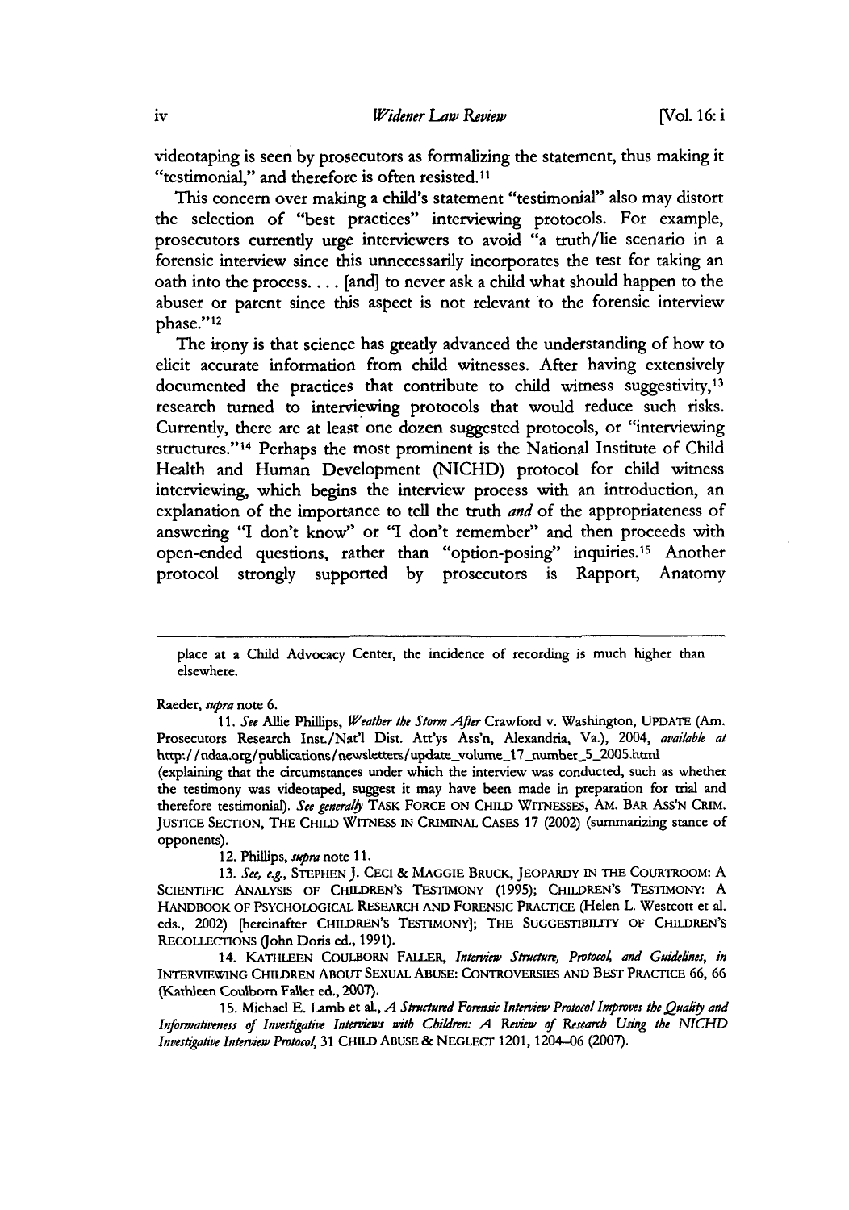videotaping is seen by prosecutors as formalizing the statement, thus making it "testimonial," and therefore is often resisted.[11]

This concern over making a child's statement "testimonial" also may distort the selection of "best practices" interviewing protocols. For example, prosecutors currently urge interviewers to avoid "a truth/lie scenario in a forensic interview since this unnecessarily incorporates the test for taking an oath into the process. . . . [and] to never ask a child what should happen to the abuser or parent since this aspect is not relevant to the forensic interview phase."[12]

The irony is that science has greatly advanced the understanding of how to elicit accurate information from child witnesses. After having extensively documented the practices that contribute to child witness suggestivity,[13] research turned to interviewing protocols that would reduce such risks. Currently, there are at least one dozen suggested protocols, or "interviewing structures."[14] Perhaps the most prominent is the National Institute of Child Health and Human Development (NICHD) protocol for child witness interviewing, which begins the interview process with an introduction, an explanation of the importance to tell the truth *and* of the appropriateness of answering "I don't know" or "I don't remember" and then proceeds with open-ended questions, rather than "option-posing" inquiries.[15] Another protocol strongly supported by prosecutors is Rapport, Anatomy

---

place at a Child Advocacy Center, the incidence of recording is much higher than elsewhere.

Raeder, *supra* note 6.

11. *See* Allie Phillips, *Weather the Storm After* Crawford v. Washington, UPDATE (Am. Prosecutors Research Inst./Nat'l Dist. Att'ys Ass'n, Alexandria, Va.), 2004, *available at* http://ndaa.org/publications/newsletters/update_volume_17_number_5_2005.html (explaining that the circumstances under which the interview was conducted, such as whether the testimony was videotaped, suggest it may have been made in preparation for trial and therefore testimonial). *See generally* TASK FORCE ON CHILD WITNESSES, AM. BAR ASS'N CRIM. JUSTICE SECTION, THE CHILD WITNESS IN CRIMINAL CASES 17 (2002) (summarizing stance of opponents).

12. Phillips, *supra* note 11.

13. *See, e.g.*, STEPHEN J. CECI & MAGGIE BRUCK, JEOPARDY IN THE COURTROOM: A SCIENTIFIC ANALYSIS OF CHILDREN'S TESTIMONY (1995); CHILDREN'S TESTIMONY: A HANDBOOK OF PSYCHOLOGICAL RESEARCH AND FORENSIC PRACTICE (Helen L. Westcott et al. eds., 2002) [hereinafter CHILDREN'S TESTIMONY]; THE SUGGESTIBILITY OF CHILDREN'S RECOLLECTIONS (John Doris ed., 1991).

14. KATHLEEN COULBORN FALLER, *Interview Structure, Protocol, and Guidelines*, *in* INTERVIEWING CHILDREN ABOUT SEXUAL ABUSE: CONTROVERSIES AND BEST PRACTICE 66, 66 (Kathleen Coulborn Faller ed., 2007).

15. Michael E. Lamb et al., *A Structured Forensic Interview Protocol Improves the Quality and Informativeness of Investigative Interviews with Children: A Review of Research Using the NICHD Investigative Interview Protocol*, 31 CHILD ABUSE & NEGLECT 1201, 1204–06 (2007).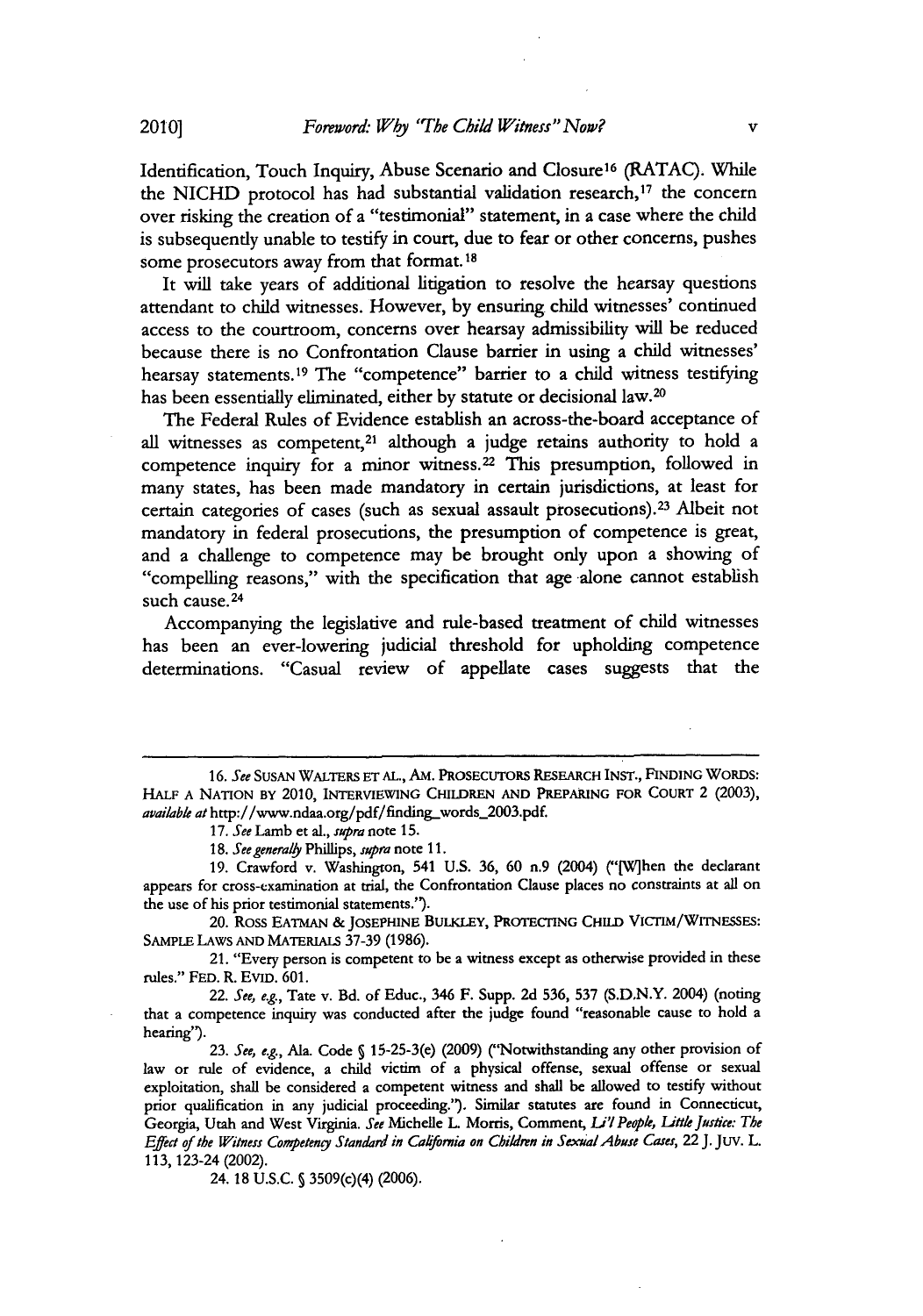Identification, Touch Inquiry, Abuse Scenario and Closure[16] (RATAC). While the NICHD protocol has had substantial validation research,[17] the concern over risking the creation of a "testimonial" statement, in a case where the child is subsequently unable to testify in court, due to fear or other concerns, pushes some prosecutors away from that format.[18]

It will take years of additional litigation to resolve the hearsay questions attendant to child witnesses. However, by ensuring child witnesses' continued access to the courtroom, concerns over hearsay admissibility will be reduced because there is no Confrontation Clause barrier in using a child witnesses' hearsay statements.[19] The "competence" barrier to a child witness testifying has been essentially eliminated, either by statute or decisional law.[20]

The Federal Rules of Evidence establish an across-the-board acceptance of all witnesses as competent,[21] although a judge retains authority to hold a competence inquiry for a minor witness.[22] This presumption, followed in many states, has been made mandatory in certain jurisdictions, at least for certain categories of cases (such as sexual assault prosecutions).[23] Albeit not mandatory in federal prosecutions, the presumption of competence is great, and a challenge to competence may be brought only upon a showing of "compelling reasons," with the specification that age alone cannot establish such cause.[24]

Accompanying the legislative and rule-based treatment of child witnesses has been an ever-lowering judicial threshold for upholding competence determinations. "Casual review of appellate cases suggests that the

---

16. *See* SUSAN WALTERS ET AL., AM. PROSECUTORS RESEARCH INST., FINDING WORDS: HALF A NATION BY 2010, INTERVIEWING CHILDREN AND PREPARING FOR COURT 2 (2003), *available at* http://www.ndaa.org/pdf/finding_words_2003.pdf.

17. *See* Lamb et al., *supra* note 15.

18. *See generally* Phillips, *supra* note 11.

19. Crawford v. Washington, 541 U.S. 36, 60 n.9 (2004) ("[W]hen the declarant appears for cross-examination at trial, the Confrontation Clause places no constraints at all on the use of his prior testimonial statements.").

20. ROSS EATMAN & JOSEPHINE BULKLEY, PROTECTING CHILD VICTIM/WITNESSES: SAMPLE LAWS AND MATERIALS 37-39 (1986).

21. "Every person is competent to be a witness except as otherwise provided in these rules." FED. R. EVID. 601.

22. *See, e.g.*, Tate v. Bd. of Educ., 346 F. Supp. 2d 536, 537 (S.D.N.Y. 2004) (noting that a competence inquiry was conducted after the judge found "reasonable cause to hold a hearing").

23. *See, e.g.*, Ala. Code § 15-25-3(e) (2009) ("Notwithstanding any other provision of law or rule of evidence, a child victim of a physical offense, sexual offense or sexual exploitation, shall be considered a competent witness and shall be allowed to testify without prior qualification in any judicial proceeding."). Similar statutes are found in Connecticut, Georgia, Utah and West Virginia. *See* Michelle L. Morris, Comment, *Li'l People, Little Justice: The Effect of the Witness Competency Standard in California on Children in Sexual Abuse Cases*, 22 J. JUV. L. 113, 123-24 (2002).

24. 18 U.S.C. § 3509(c)(4) (2006).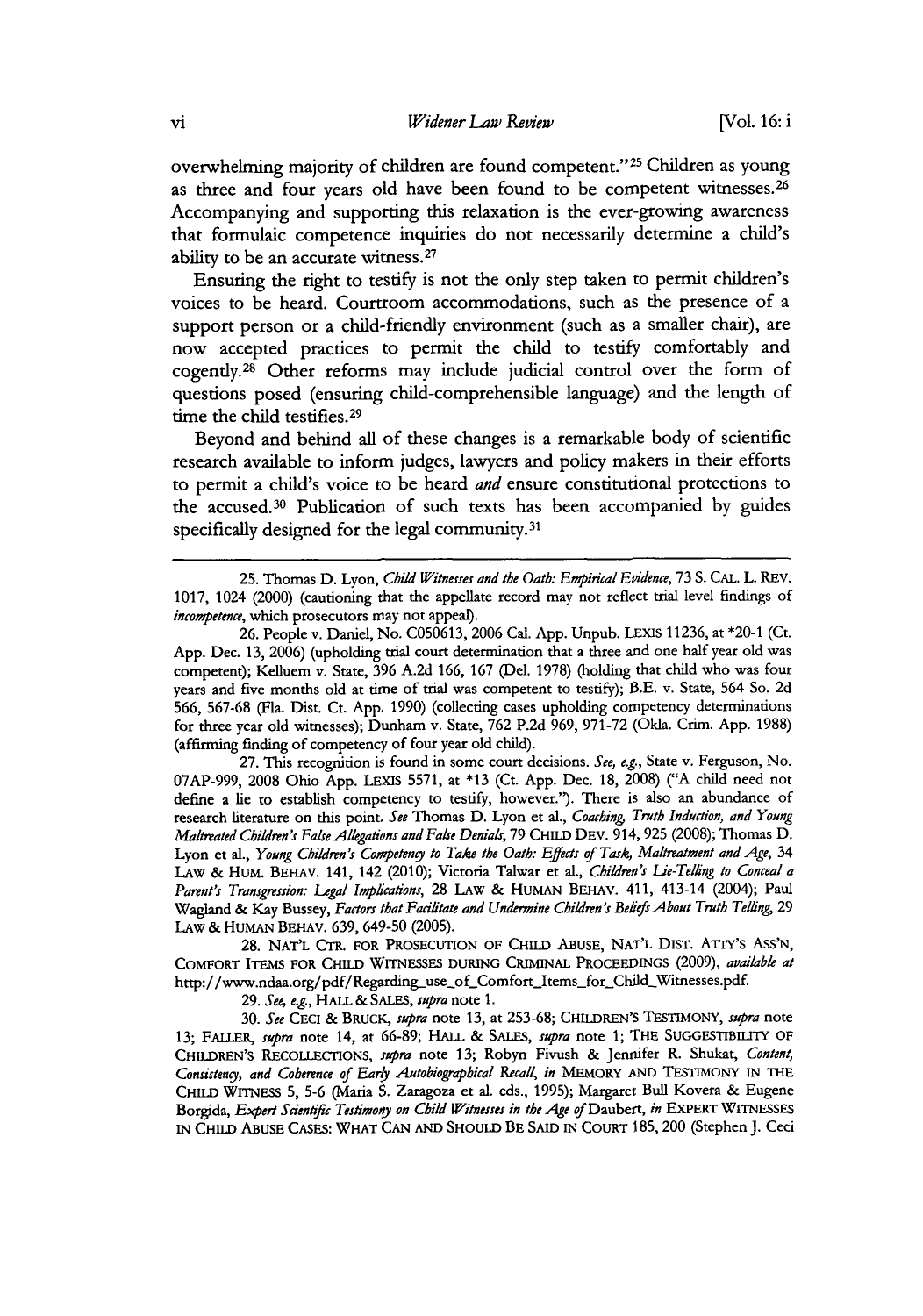overwhelming majority of children are found competent."[25] Children as young as three and four years old have been found to be competent witnesses.[26] Accompanying and supporting this relaxation is the ever-growing awareness that formulaic competence inquiries do not necessarily determine a child's ability to be an accurate witness.[27]

Ensuring the right to testify is not the only step taken to permit children's voices to be heard. Courtroom accommodations, such as the presence of a support person or a child-friendly environment (such as a smaller chair), are now accepted practices to permit the child to testify comfortably and cogently.[28] Other reforms may include judicial control over the form of questions posed (ensuring child-comprehensible language) and the length of time the child testifies.[29]

Beyond and behind all of these changes is a remarkable body of scientific research available to inform judges, lawyers and policy makers in their efforts to permit a child's voice to be heard *and* ensure constitutional protections to the accused.[30] Publication of such texts has been accompanied by guides specifically designed for the legal community.[31]

---

25. Thomas D. Lyon, *Child Witnesses and the Oath: Empirical Evidence*, 73 S. CAL. L. REV. 1017, 1024 (2000) (cautioning that the appellate record may not reflect trial level findings of *incompetence*, which prosecutors may not appeal).

26. People v. Daniel, No. C050613, 2006 Cal. App. Unpub. LEXIS 11236, at *20-1 (Ct. App. Dec. 13, 2006) (upholding trial court determination that a three and one half year old was competent); Kelluem v. State, 396 A.2d 166, 167 (Del. 1978) (holding that child who was four years and five months old at time of trial was competent to testify); B.E. v. State, 564 So. 2d 566, 567-68 (Fla. Dist. Ct. App. 1990) (collecting cases upholding competency determinations for three year old witnesses); Dunham v. State, 762 P.2d 969, 971-72 (Okla. Crim. App. 1988) (affirming finding of competency of four year old child).

27. This recognition is found in some court decisions. *See, e.g.*, State v. Ferguson, No. 07AP-999, 2008 Ohio App. LEXIS 5571, at *13 (Ct. App. Dec. 18, 2008) ("A child need not define a lie to establish competency to testify, however."). There is also an abundance of research literature on this point. *See* Thomas D. Lyon et al., *Coaching, Truth Induction, and Young Maltreated Children's False Allegations and False Denials*, 79 CHILD DEV. 914, 925 (2008); Thomas D. Lyon et al., *Young Children's Competency to Take the Oath: Effects of Task, Maltreatment and Age*, 34 LAW & HUM. BEHAV. 141, 142 (2010); Victoria Talwar et al., *Children's Lie-Telling to Conceal a Parent's Transgression: Legal Implications*, 28 LAW & HUMAN BEHAV. 411, 413-14 (2004); Paul Wagland & Kay Bussey, *Factors that Facilitate and Undermine Children's Beliefs About Truth Telling*, 29 LAW & HUMAN BEHAV. 639, 649-50 (2005).

28. NAT'L CTR. FOR PROSECUTION OF CHILD ABUSE, NAT'L DIST. ATTY'S ASS'N, COMFORT ITEMS FOR CHILD WITNESSES DURING CRIMINAL PROCEEDINGS (2009), *available at* http://www.ndaa.org/pdf/Regarding_use_of_Comfort_Items_for_Child_Witnesses.pdf.

29. *See, e.g.*, HALL & SALES, *supra* note 1.

30. *See* CECI & BRUCK, *supra* note 13, at 253-68; CHILDREN'S TESTIMONY, *supra* note 13; FALLER, *supra* note 14, at 66-89; HALL & SALES, *supra* note 1; THE SUGGESTIBILITY OF CHILDREN'S RECOLLECTIONS, *supra* note 13; Robyn Fivush & Jennifer R. Shukat, *Content, Consistency, and Coherence of Early Autobiographical Recall*, *in* MEMORY AND TESTIMONY IN THE CHILD WITNESS 5, 5-6 (Maria S. Zaragoza et al. eds., 1995); Margaret Bull Kovera & Eugene Borgida, *Expert Scientific Testimony on Child Witnesses in the Age of* Daubert, *in* EXPERT WITNESSES IN CHILD ABUSE CASES: WHAT CAN AND SHOULD BE SAID IN COURT 185, 200 (Stephen J. Ceci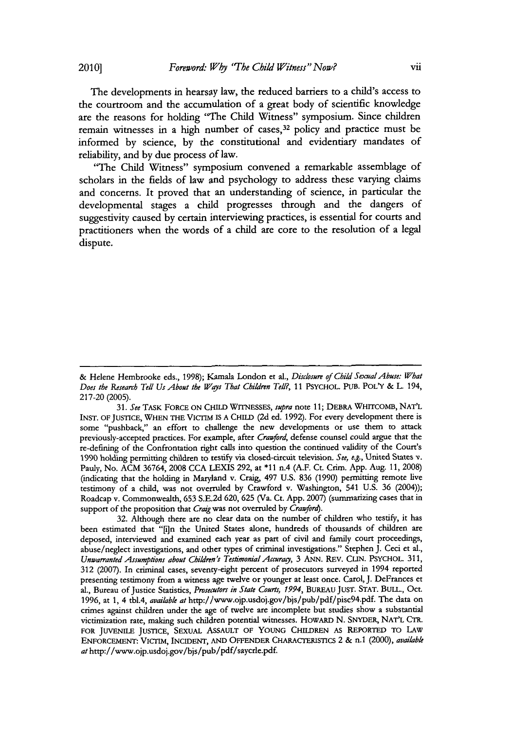The developments in hearsay law, the reduced barriers to a child's access to the courtroom and the accumulation of a great body of scientific knowledge are the reasons for holding "The Child Witness" symposium. Since children remain witnesses in a high number of cases,[32] policy and practice must be informed by science, by the constitutional and evidentiary mandates of reliability, and by due process of law.

"The Child Witness" symposium convened a remarkable assemblage of scholars in the fields of law and psychology to address these varying claims and concerns. It proved that an understanding of science, in particular the developmental stages a child progresses through and the dangers of suggestivity caused by certain interviewing practices, is essential for courts and practitioners when the words of a child are core to the resolution of a legal dispute.

---

& Helene Hembrooke eds., 1998); Kamala London et al., *Disclosure of Child Sexual Abuse: What Does the Research Tell Us About the Ways That Children Tell?*, 11 PSYCHOL. PUB. POL'Y & L. 194, 217-20 (2005).

31. *See* TASK FORCE ON CHILD WITNESSES, *supra* note 11; DEBRA WHITCOMB, NAT'L INST. OF JUSTICE, WHEN THE VICTIM IS A CHILD (2d ed. 1992). For every development there is some "pushback," an effort to challenge the new developments or use them to attack previously-accepted practices. For example, after *Crawford*, defense counsel could argue that the re-defining of the Confrontation right calls into question the continued validity of the Court's 1990 holding permitting children to testify via closed-circuit television. *See, e.g.*, United States v. Pauly, No. ACM 36764, 2008 CCA LEXIS 292, at *11 n.4 (A.F. Ct. Crim. App. Aug. 11, 2008) (indicating that the holding in Maryland v. Craig, 497 U.S. 836 (1990) permitting remote live testimony of a child, was not overruled by Crawford v. Washington, 541 U.S. 36 (2004)); Roadcap v. Commonwealth, 653 S.E.2d 620, 625 (Va. Ct. App. 2007) (summarizing cases that in support of the proposition that *Craig* was not overruled by *Crawford*).

32. Although there are no clear data on the number of children who testify, it has been estimated that "[i]n the United States alone, hundreds of thousands of children are deposed, interviewed and examined each year as part of civil and family court proceedings, abuse/neglect investigations, and other types of criminal investigations." Stephen J. Ceci et al., *Unwarranted Assumptions about Children's Testimonial Accuracy*, 3 ANN. REV. CLIN. PSYCHOL. 311, 312 (2007). In criminal cases, seventy-eight percent of prosecutors surveyed in 1994 reported presenting testimony from a witness age twelve or younger at least once. Carol, J. DeFrances et al., Bureau of Justice Statistics, *Prosecutors in State Courts, 1994*, BUREAU JUST. STAT. BULL., Oct. 1996, at 1, 4 tbl.4, *available at* http://www.ojp.usdoj.gov/bjs/pub/pdf/pisc94.pdf. The data on crimes against children under the age of twelve are incomplete but studies show a substantial victimization rate, making such children potential witnesses. HOWARD N. SNYDER, NAT'L CTR. FOR JUVENILE JUSTICE, SEXUAL ASSAULT OF YOUNG CHILDREN AS REPORTED TO LAW ENFORCEMENT: VICTIM, INCIDENT, AND OFFENDER CHARACTERISTICS 2 & n.1 (2000), *available at* http://www.ojp.usdoj.gov/bjs/pub/pdf/saycrle.pdf.